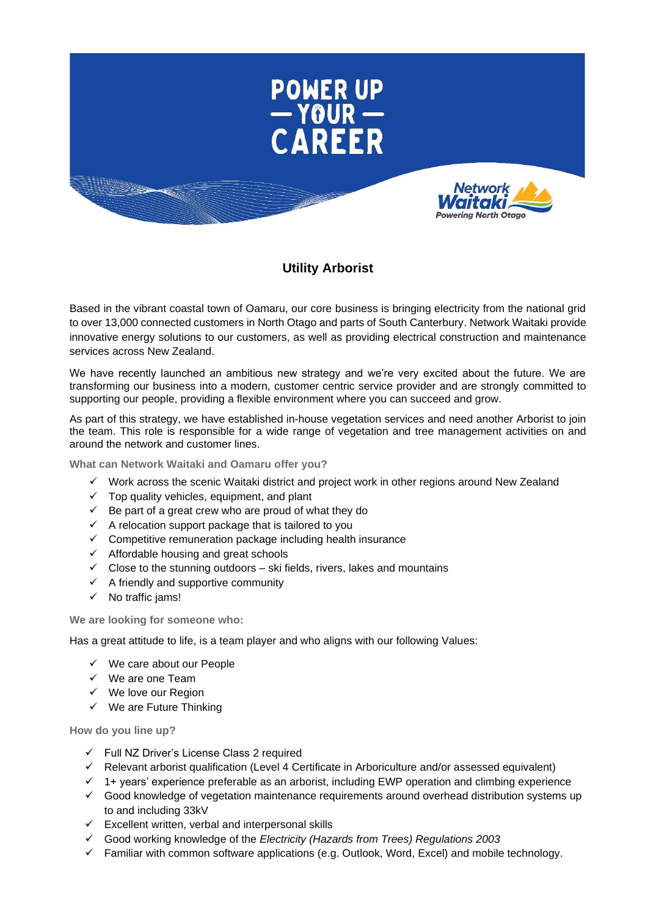# Utility Arborist

Based in the vibrant coastal town of Oamaru, our core business is bringing electricity from the national grid to over 13,000 connected customers in North Otago and parts of South Canterbury. Network Waitaki provide innovative energy solutions to our customers, as well as providing electrical construction and maintenance services across New Zealand.

We have recently launched an ambitious new strategy and we're very excited about the future. We are transforming our business into a modern, customer centric service provider and are strongly committed to supporting our people, providing a flexible environment where you can succeed and grow.

As part of this strategy, we have established in-house vegetation services and need another Arborist to join the team. This role is responsible for a wide range of vegetation and tree management activities on and around the network and customer lines.

**What can Network Waitaki and Oamaru offer you?**

- ✓ Work across the scenic Waitaki district and project work in other regions around New Zealand
- ✓ Top quality vehicles, equipment, and plant
- ✓ Be part of a great crew who are proud of what they do
- ✓ A relocation support package that is tailored to you
- ✓ Competitive remuneration package including health insurance
- ✓ Affordable housing and great schools
- ✓ Close to the stunning outdoors – ski fields, rivers, lakes and mountains
- ✓ A friendly and supportive community
- ✓ No traffic jams!

**We are looking for someone who:**

Has a great attitude to life, is a team player and who aligns with our following Values:

- ✓ We care about our People
- ✓ We are one Team
- ✓ We love our Region
- ✓ We are Future Thinking

**How do you line up?**

- ✓ Full NZ Driver's License Class 2 required
- ✓ Relevant arborist qualification (Level 4 Certificate in Arboriculture and/or assessed equivalent)
- ✓ 1+ years' experience preferable as an arborist, including EWP operation and climbing experience
- ✓ Good knowledge of vegetation maintenance requirements around overhead distribution systems up to and including 33kV
- ✓ Excellent written, verbal and interpersonal skills
- ✓ Good working knowledge of the *Electricity (Hazards from Trees) Regulations 2003*
- ✓ Familiar with common software applications (e.g. Outlook, Word, Excel) and mobile technology.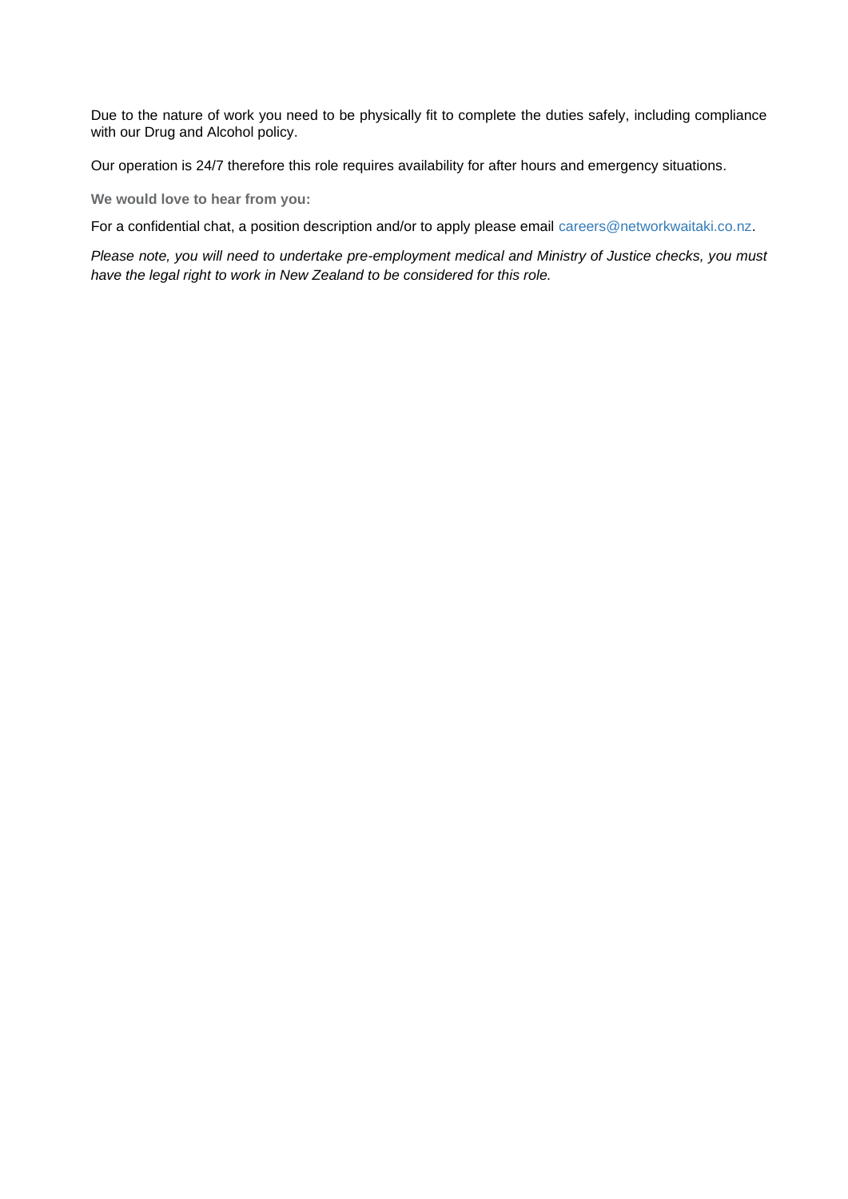Due to the nature of work you need to be physically fit to complete the duties safely, including compliance with our Drug and Alcohol policy.

Our operation is 24/7 therefore this role requires availability for after hours and emergency situations.

**We would love to hear from you:**

For a confidential chat, a position description and/or to apply please email careers@networkwaitaki.co.nz.

*Please note, you will need to undertake pre-employment medical and Ministry of Justice checks, you must have the legal right to work in New Zealand to be considered for this role.*